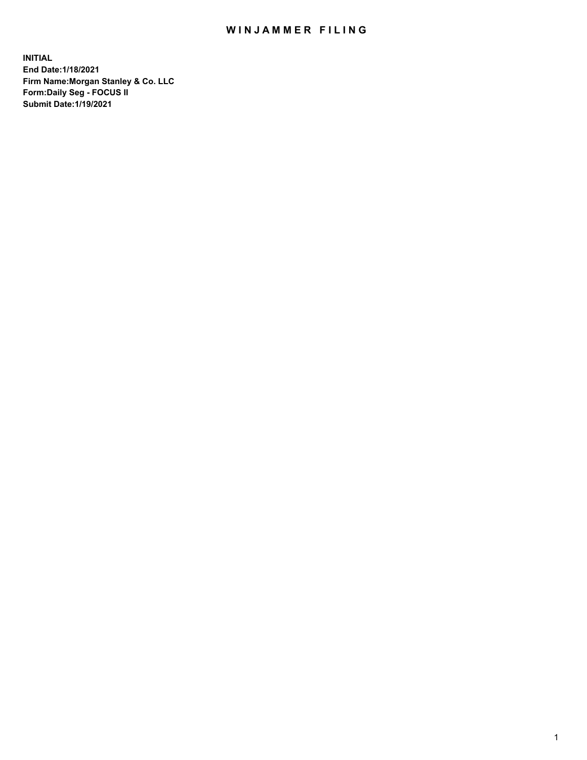# WINJAMMER FILING

**INITIAL**
**End Date:1/18/2021**
**Firm Name:Morgan Stanley & Co. LLC**
**Form:Daily Seg - FOCUS II**
**Submit Date:1/19/2021**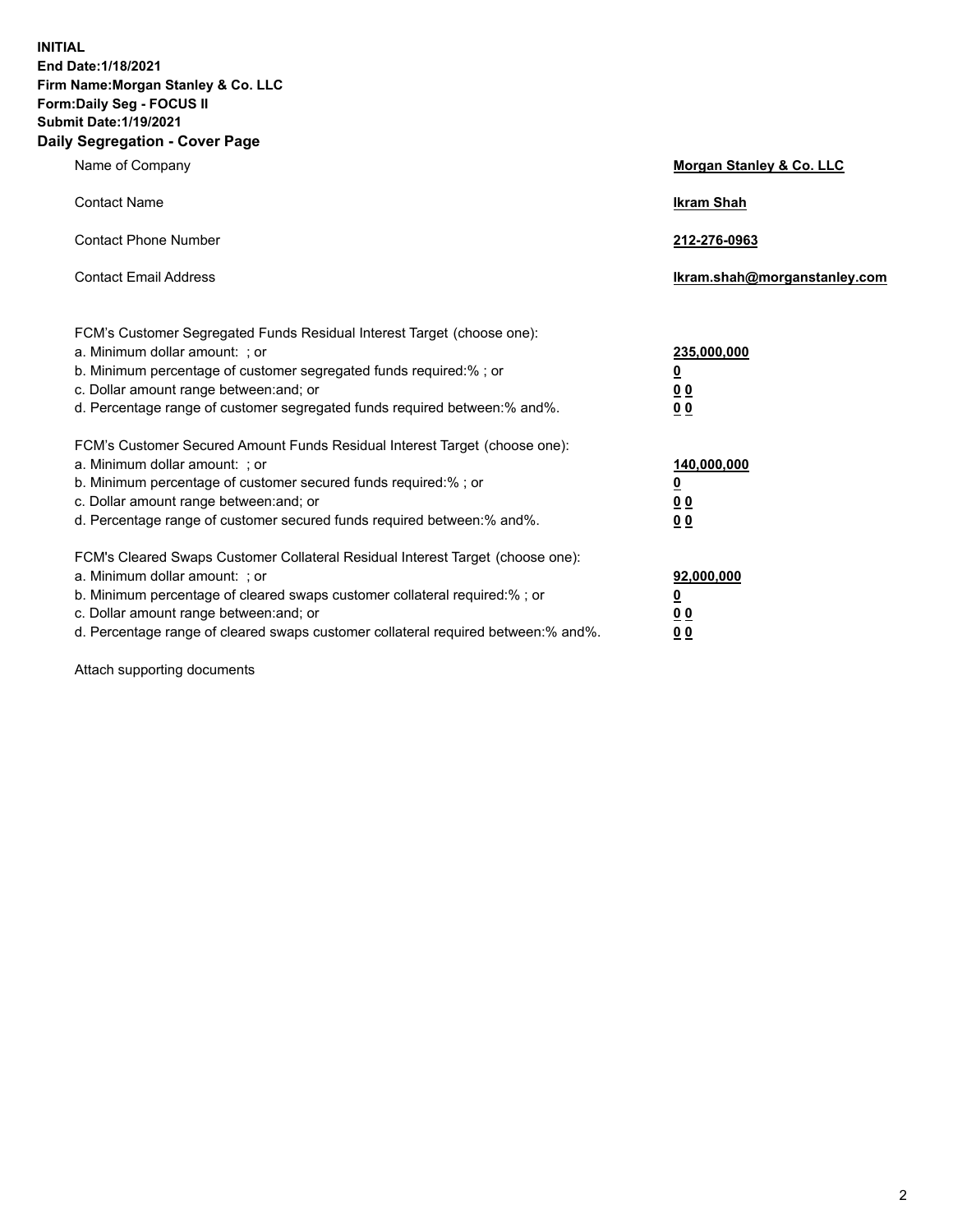**INITIAL**
**End Date:1/18/2021**
**Firm Name:Morgan Stanley & Co. LLC**
**Form:Daily Seg - FOCUS II**
**Submit Date:1/19/2021**

## Daily Segregation - Cover Page

| | |
|---|---|
| Name of Company | **Morgan Stanley & Co. LLC** |
| Contact Name | **Ikram Shah** |
| Contact Phone Number | **212-276-0963** |
| Contact Email Address | **Ikram.shah@morganstanley.com** |

| | |
|---|---|
| FCM's Customer Segregated Funds Residual Interest Target (choose one): | |
| a. Minimum dollar amount: ; or | **235,000,000** |
| b. Minimum percentage of customer segregated funds required:% ; or | **0** |
| c. Dollar amount range between:and; or | **0 0** |
| d. Percentage range of customer segregated funds required between:% and%. | **0 0** |
| FCM's Customer Secured Amount Funds Residual Interest Target (choose one): | |
| a. Minimum dollar amount: ; or | **140,000,000** |
| b. Minimum percentage of customer secured funds required:% ; or | **0** |
| c. Dollar amount range between:and; or | **0 0** |
| d. Percentage range of customer secured funds required between:% and%. | **0 0** |
| FCM's Cleared Swaps Customer Collateral Residual Interest Target (choose one): | |
| a. Minimum dollar amount: ; or | **92,000,000** |
| b. Minimum percentage of cleared swaps customer collateral required:% ; or | **0** |
| c. Dollar amount range between:and; or | **0 0** |
| d. Percentage range of cleared swaps customer collateral required between:% and%. | **0 0** |

Attach supporting documents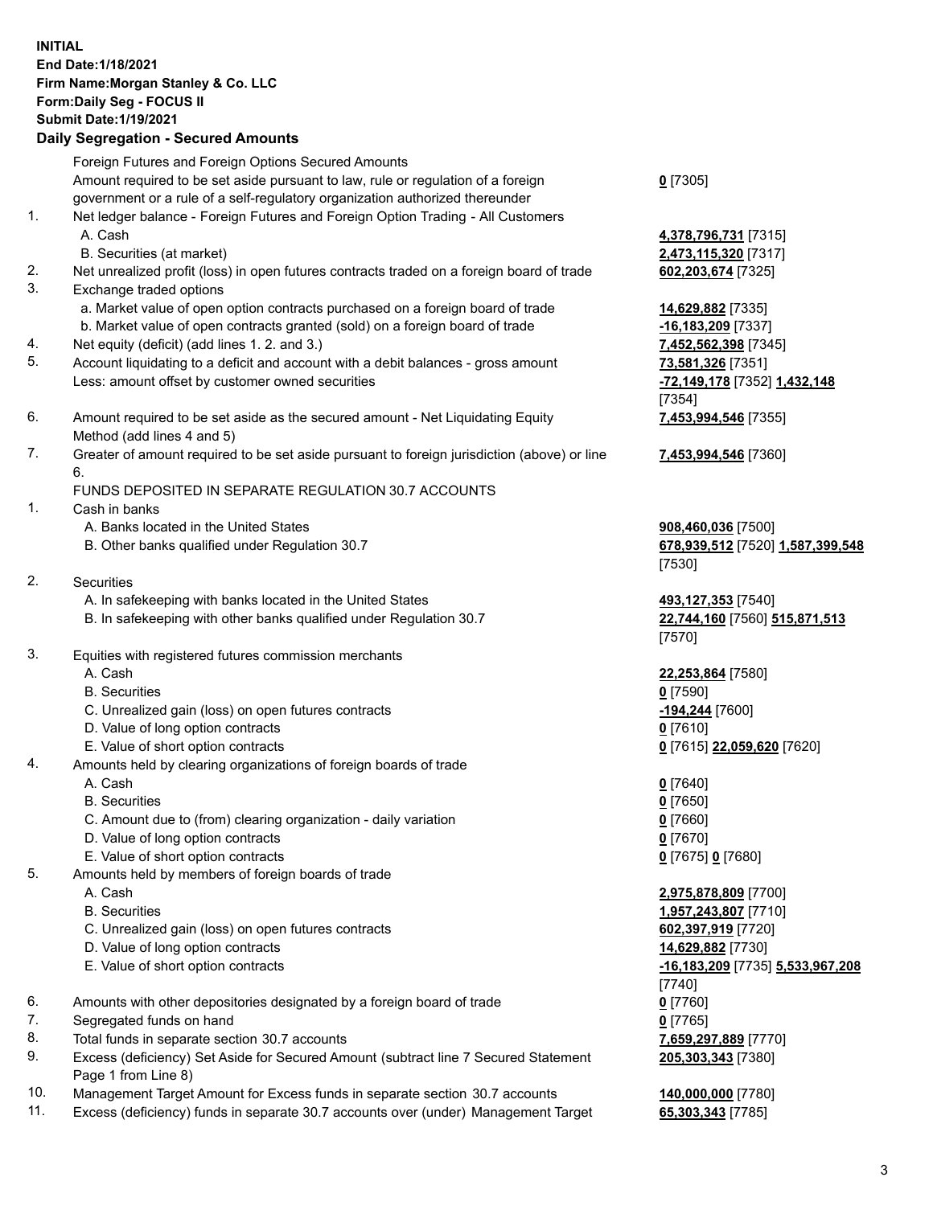**INITIAL**
**End Date:1/18/2021**
**Firm Name:Morgan Stanley & Co. LLC**
**Form:Daily Seg - FOCUS II**
**Submit Date:1/19/2021**

### Daily Segregation - Secured Amounts

| | | |
|---|---|---|
| | Foreign Futures and Foreign Options Secured Amounts | |
| | Amount required to be set aside pursuant to law, rule or regulation of a foreign government or a rule of a self-regulatory organization authorized thereunder | **0** [7305] |
| 1. | Net ledger balance - Foreign Futures and Foreign Option Trading - All Customers | |
| | A. Cash | **4,378,796,731** [7315] |
| | B. Securities (at market) | **2,473,115,320** [7317] |
| 2. | Net unrealized profit (loss) in open futures contracts traded on a foreign board of trade | **602,203,674** [7325] |
| 3. | Exchange traded options | |
| | a. Market value of open option contracts purchased on a foreign board of trade | **14,629,882** [7335] |
| | b. Market value of open contracts granted (sold) on a foreign board of trade | **-16,183,209** [7337] |
| 4. | Net equity (deficit) (add lines 1. 2. and 3.) | **7,452,562,398** [7345] |
| 5. | Account liquidating to a deficit and account with a debit balances - gross amount | **73,581,326** [7351] |
| | Less: amount offset by customer owned securities | **-72,149,178** [7352] **1,432,148** [7354] |
| 6. | Amount required to be set aside as the secured amount - Net Liquidating Equity Method (add lines 4 and 5) | **7,453,994,546** [7355] |
| 7. | Greater of amount required to be set aside pursuant to foreign jurisdiction (above) or line 6. | **7,453,994,546** [7360] |
| | FUNDS DEPOSITED IN SEPARATE REGULATION 30.7 ACCOUNTS | |
| 1. | Cash in banks | |
| | A. Banks located in the United States | **908,460,036** [7500] |
| | B. Other banks qualified under Regulation 30.7 | **678,939,512** [7520] **1,587,399,548** [7530] |
| 2. | Securities | |
| | A. In safekeeping with banks located in the United States | **493,127,353** [7540] |
| | B. In safekeeping with other banks qualified under Regulation 30.7 | **22,744,160** [7560] **515,871,513** [7570] |
| 3. | Equities with registered futures commission merchants | |
| | A. Cash | **22,253,864** [7580] |
| | B. Securities | **0** [7590] |
| | C. Unrealized gain (loss) on open futures contracts | **-194,244** [7600] |
| | D. Value of long option contracts | **0** [7610] |
| | E. Value of short option contracts | **0** [7615] **22,059,620** [7620] |
| 4. | Amounts held by clearing organizations of foreign boards of trade | |
| | A. Cash | **0** [7640] |
| | B. Securities | **0** [7650] |
| | C. Amount due to (from) clearing organization - daily variation | **0** [7660] |
| | D. Value of long option contracts | **0** [7670] |
| | E. Value of short option contracts | **0** [7675] **0** [7680] |
| 5. | Amounts held by members of foreign boards of trade | |
| | A. Cash | **2,975,878,809** [7700] |
| | B. Securities | **1,957,243,807** [7710] |
| | C. Unrealized gain (loss) on open futures contracts | **602,397,919** [7720] |
| | D. Value of long option contracts | **14,629,882** [7730] |
| | E. Value of short option contracts | **-16,183,209** [7735] **5,533,967,208** [7740] |
| 6. | Amounts with other depositories designated by a foreign board of trade | **0** [7760] |
| 7. | Segregated funds on hand | **0** [7765] |
| 8. | Total funds in separate section 30.7 accounts | **7,659,297,889** [7770] |
| 9. | Excess (deficiency) Set Aside for Secured Amount (subtract line 7 Secured Statement Page 1 from Line 8) | **205,303,343** [7380] |
| 10. | Management Target Amount for Excess funds in separate section 30.7 accounts | **140,000,000** [7780] |
| 11. | Excess (deficiency) funds in separate 30.7 accounts over (under) Management Target | **65,303,343** [7785] |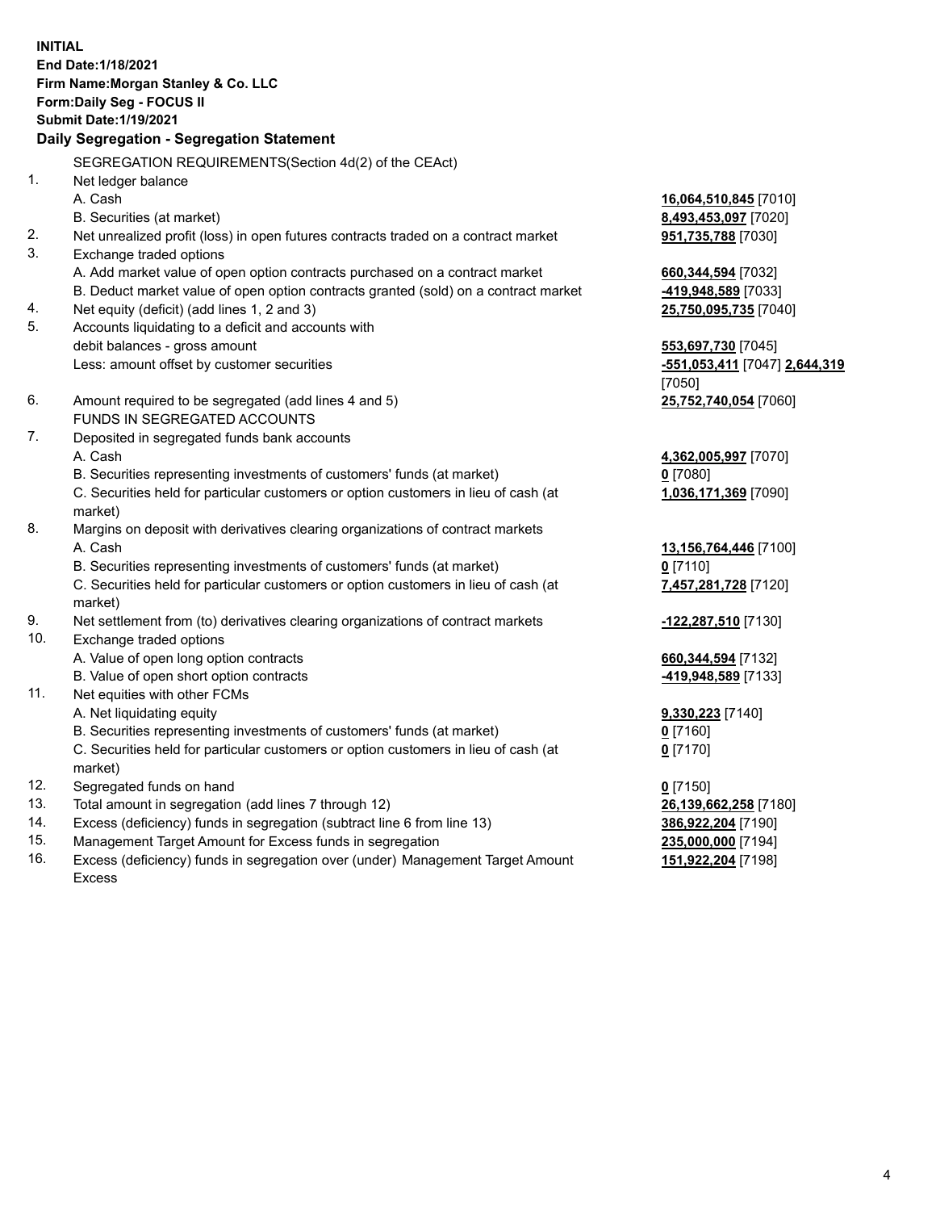**INITIAL**
**End Date:1/18/2021**
**Firm Name:Morgan Stanley & Co. LLC**
**Form:Daily Seg - FOCUS II**
**Submit Date:1/19/2021**

## Daily Segregation - Segregation Statement

SEGREGATION REQUIREMENTS(Section 4d(2) of the CEAct)

| No. | Description | Amount |
|---|---|---|
| 1. | Net ledger balance | |
| | A. Cash | **16,064,510,845** [7010] |
| | B. Securities (at market) | **8,493,453,097** [7020] |
| 2. | Net unrealized profit (loss) in open futures contracts traded on a contract market | **951,735,788** [7030] |
| 3. | Exchange traded options | |
| | A. Add market value of open option contracts purchased on a contract market | **660,344,594** [7032] |
| | B. Deduct market value of open option contracts granted (sold) on a contract market | **-419,948,589** [7033] |
| 4. | Net equity (deficit) (add lines 1, 2 and 3) | **25,750,095,735** [7040] |
| 5. | Accounts liquidating to a deficit and accounts with debit balances - gross amount | **553,697,730** [7045] |
| | Less: amount offset by customer securities | **-551,053,411** [7047] **2,644,319** [7050] |
| 6. | Amount required to be segregated (add lines 4 and 5) | **25,752,740,054** [7060] |
| | FUNDS IN SEGREGATED ACCOUNTS | |
| 7. | Deposited in segregated funds bank accounts | |
| | A. Cash | **4,362,005,997** [7070] |
| | B. Securities representing investments of customers' funds (at market) | **0** [7080] |
| | C. Securities held for particular customers or option customers in lieu of cash (at market) | **1,036,171,369** [7090] |
| 8. | Margins on deposit with derivatives clearing organizations of contract markets | |
| | A. Cash | **13,156,764,446** [7100] |
| | B. Securities representing investments of customers' funds (at market) | **0** [7110] |
| | C. Securities held for particular customers or option customers in lieu of cash (at market) | **7,457,281,728** [7120] |
| 9. | Net settlement from (to) derivatives clearing organizations of contract markets | **-122,287,510** [7130] |
| 10. | Exchange traded options | |
| | A. Value of open long option contracts | **660,344,594** [7132] |
| | B. Value of open short option contracts | **-419,948,589** [7133] |
| 11. | Net equities with other FCMs | |
| | A. Net liquidating equity | **9,330,223** [7140] |
| | B. Securities representing investments of customers' funds (at market) | **0** [7160] |
| | C. Securities held for particular customers or option customers in lieu of cash (at market) | **0** [7170] |
| 12. | Segregated funds on hand | **0** [7150] |
| 13. | Total amount in segregation (add lines 7 through 12) | **26,139,662,258** [7180] |
| 14. | Excess (deficiency) funds in segregation (subtract line 6 from line 13) | **386,922,204** [7190] |
| 15. | Management Target Amount for Excess funds in segregation | **235,000,000** [7194] |
| 16. | Excess (deficiency) funds in segregation over (under) Management Target Amount Excess | **151,922,204** [7198] |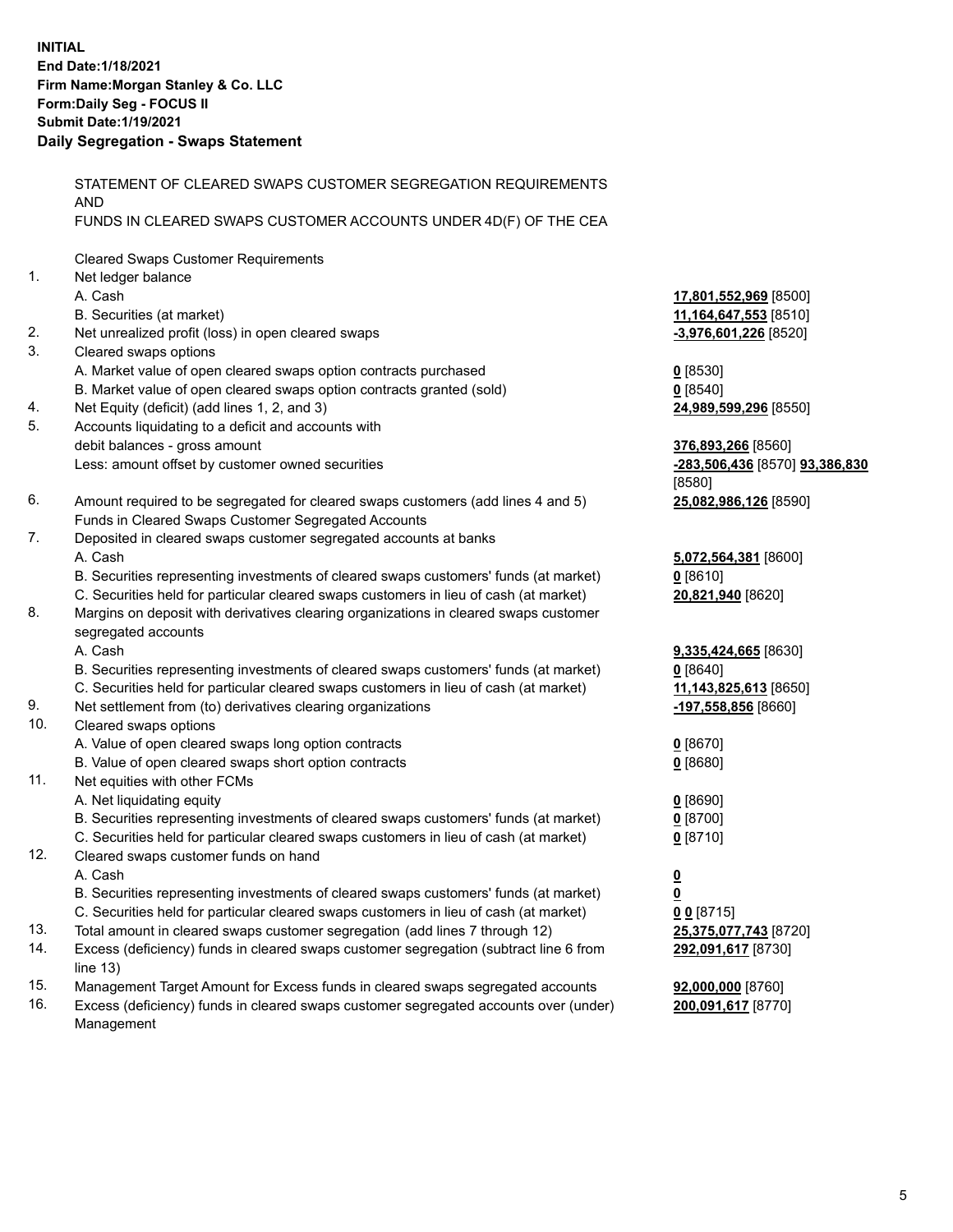**INITIAL**
**End Date:1/18/2021**
**Firm Name:Morgan Stanley & Co. LLC**
**Form:Daily Seg - FOCUS II**
**Submit Date:1/19/2021**
**Daily Segregation - Swaps Statement**

STATEMENT OF CLEARED SWAPS CUSTOMER SEGREGATION REQUIREMENTS AND
FUNDS IN CLEARED SWAPS CUSTOMER ACCOUNTS UNDER 4D(F) OF THE CEA

| | | |
|---|---|---|
| | Cleared Swaps Customer Requirements | |
| 1. | Net ledger balance | |
| | A. Cash | **17,801,552,969** [8500] |
| | B. Securities (at market) | **11,164,647,553** [8510] |
| 2. | Net unrealized profit (loss) in open cleared swaps | **-3,976,601,226** [8520] |
| 3. | Cleared swaps options | |
| | A. Market value of open cleared swaps option contracts purchased | **0** [8530] |
| | B. Market value of open cleared swaps option contracts granted (sold) | **0** [8540] |
| 4. | Net Equity (deficit) (add lines 1, 2, and 3) | **24,989,599,296** [8550] |
| 5. | Accounts liquidating to a deficit and accounts with debit balances - gross amount | **376,893,266** [8560] |
| | Less: amount offset by customer owned securities | **-283,506,436** [8570] **93,386,830** [8580] |
| 6. | Amount required to be segregated for cleared swaps customers (add lines 4 and 5) | **25,082,986,126** [8590] |
| | Funds in Cleared Swaps Customer Segregated Accounts | |
| 7. | Deposited in cleared swaps customer segregated accounts at banks | |
| | A. Cash | **5,072,564,381** [8600] |
| | B. Securities representing investments of cleared swaps customers' funds (at market) | **0** [8610] |
| | C. Securities held for particular cleared swaps customers in lieu of cash (at market) | **20,821,940** [8620] |
| 8. | Margins on deposit with derivatives clearing organizations in cleared swaps customer segregated accounts | |
| | A. Cash | **9,335,424,665** [8630] |
| | B. Securities representing investments of cleared swaps customers' funds (at market) | **0** [8640] |
| | C. Securities held for particular cleared swaps customers in lieu of cash (at market) | **11,143,825,613** [8650] |
| 9. | Net settlement from (to) derivatives clearing organizations | **-197,558,856** [8660] |
| 10. | Cleared swaps options | |
| | A. Value of open cleared swaps long option contracts | **0** [8670] |
| | B. Value of open cleared swaps short option contracts | **0** [8680] |
| 11. | Net equities with other FCMs | |
| | A. Net liquidating equity | **0** [8690] |
| | B. Securities representing investments of cleared swaps customers' funds (at market) | **0** [8700] |
| | C. Securities held for particular cleared swaps customers in lieu of cash (at market) | **0** [8710] |
| 12. | Cleared swaps customer funds on hand | |
| | A. Cash | **0** |
| | B. Securities representing investments of cleared swaps customers' funds (at market) | **0** |
| | C. Securities held for particular cleared swaps customers in lieu of cash (at market) | **0** **0** [8715] |
| 13. | Total amount in cleared swaps customer segregation (add lines 7 through 12) | **25,375,077,743** [8720] |
| 14. | Excess (deficiency) funds in cleared swaps customer segregation (subtract line 6 from line 13) | **292,091,617** [8730] |
| 15. | Management Target Amount for Excess funds in cleared swaps segregated accounts | **92,000,000** [8760] |
| 16. | Excess (deficiency) funds in cleared swaps customer segregated accounts over (under) Management | **200,091,617** [8770] |